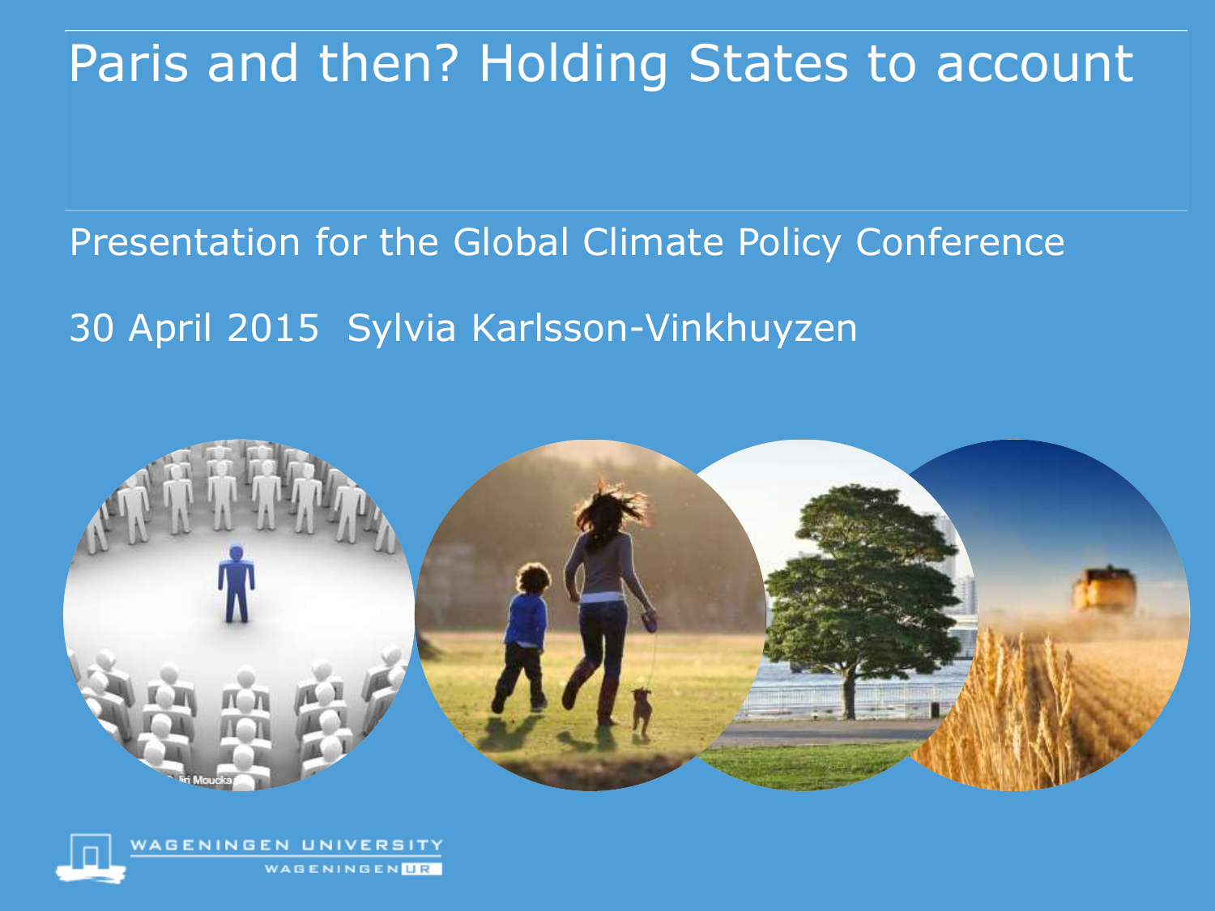# Paris and then? Holding States to account

Presentation for the Global Climate Policy Conference

30 April 2015 Sylvia Karlsson-Vinkhuyzen

WAGENINGEN UNIVERSITY

WAGENINGEN UR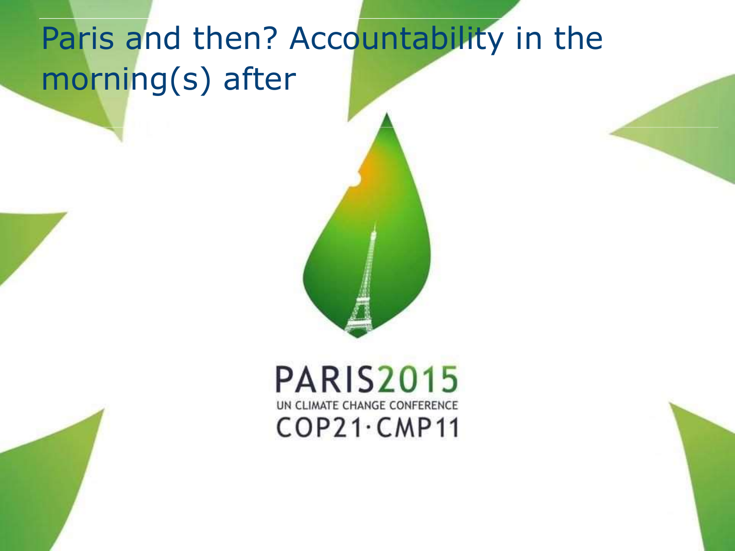# Paris and then? Accountability in the morning(s) after

PARIS2015

UN CLIMATE CHANGE CONFERENCE

COP21·CMP11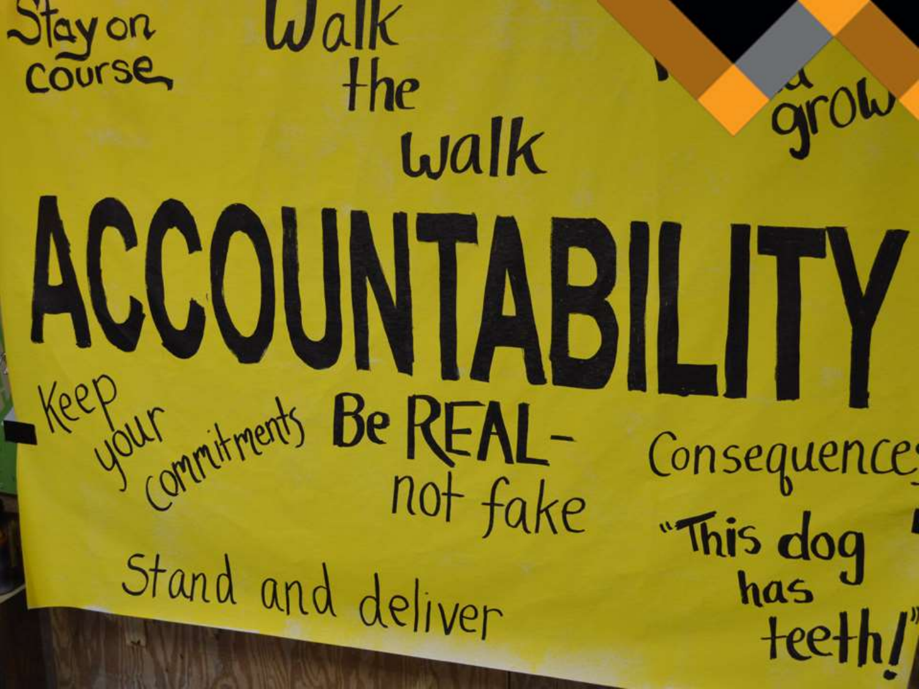Stay on course

Walk the walk

grow

# ACCOUNTABILITY

Keep your commitments

Be REAL- not fake

Consequences

"This dog has teeth!"

Stand and deliver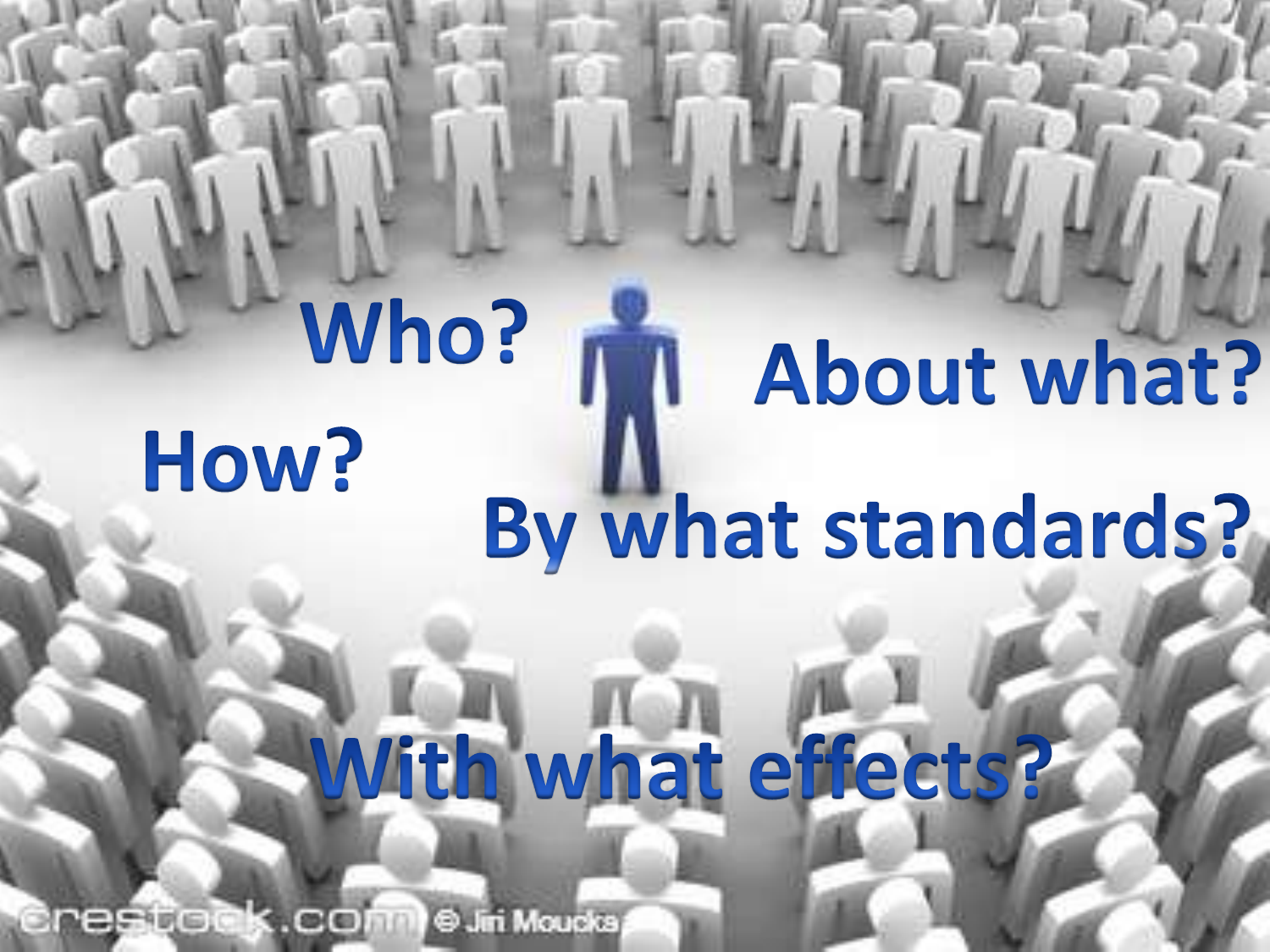Who?

About what?

How?

By what standards?

With what effects?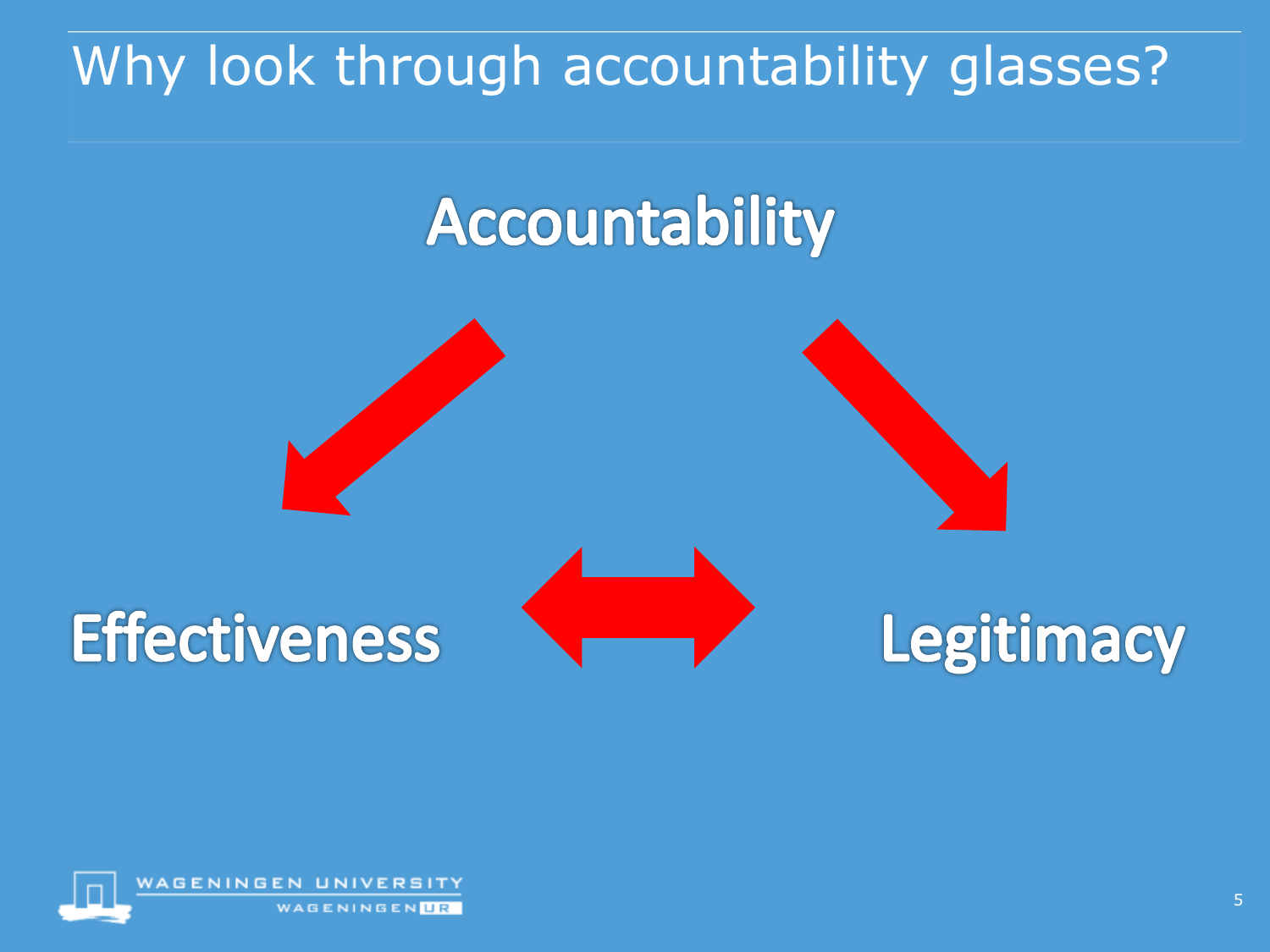# Why look through accountability glasses?

**Accountability**

**Effectiveness** ↔ **Legitimacy**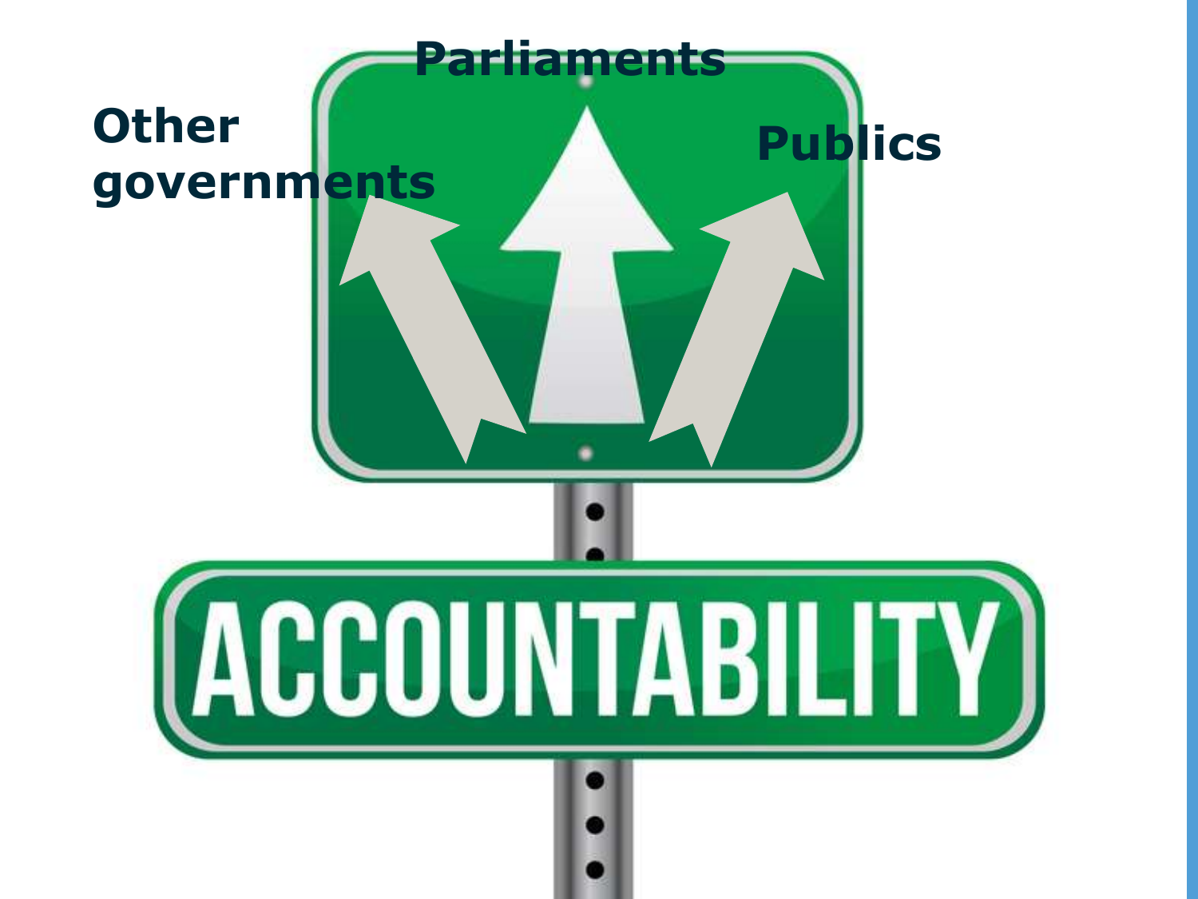Parliaments

Other governments

Publics

ACCOUNTABILITY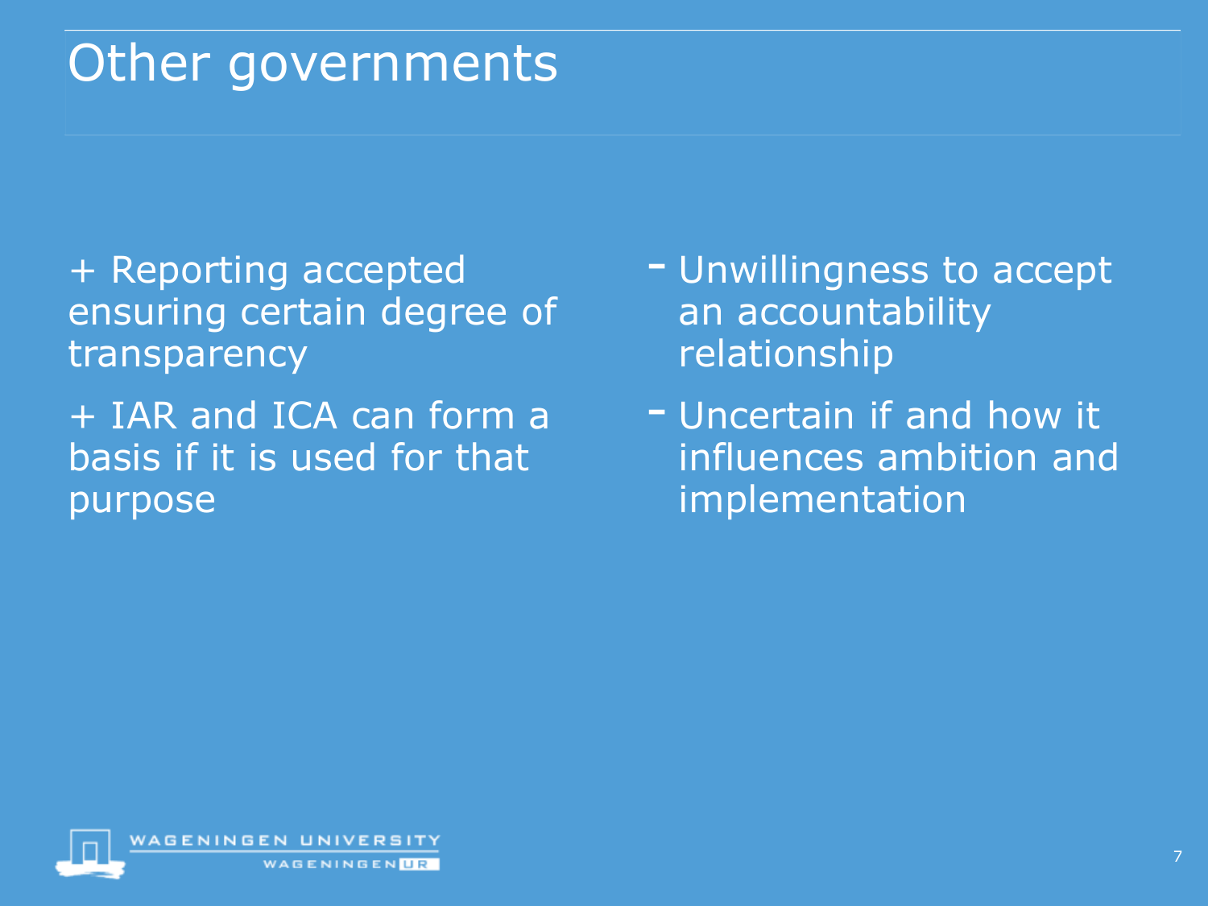# Other governments

+ Reporting accepted ensuring certain degree of transparency

+ IAR and ICA can form a basis if it is used for that purpose

- Unwillingness to accept an accountability relationship

- Uncertain if and how it influences ambition and implementation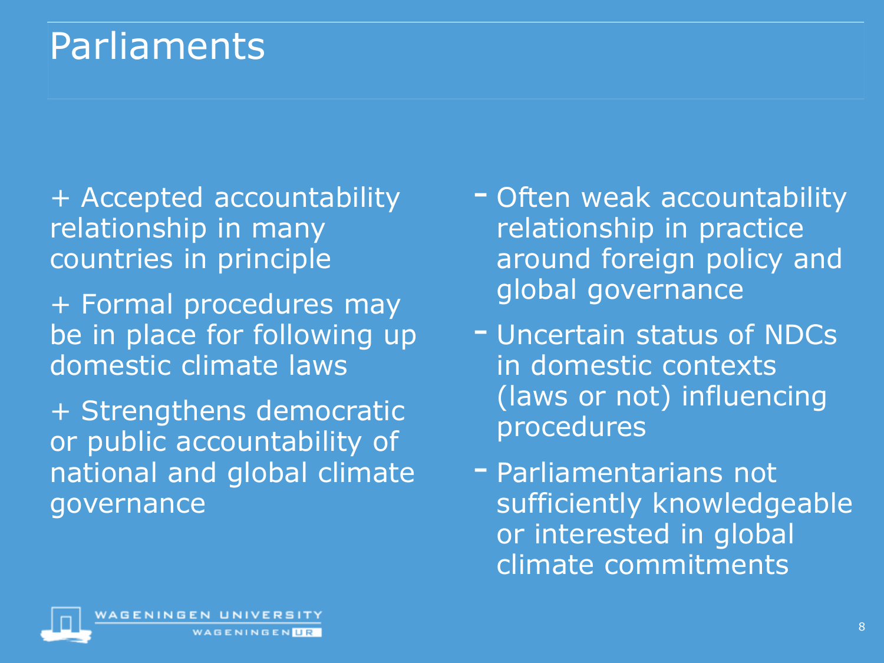# Parliaments

+ Accepted accountability relationship in many countries in principle

+ Formal procedures may be in place for following up domestic climate laws

+ Strengthens democratic or public accountability of national and global climate governance

- Often weak accountability relationship in practice around foreign policy and global governance

- Uncertain status of NDCs in domestic contexts (laws or not) influencing procedures

- Parliamentarians not sufficiently knowledgeable or interested in global climate commitments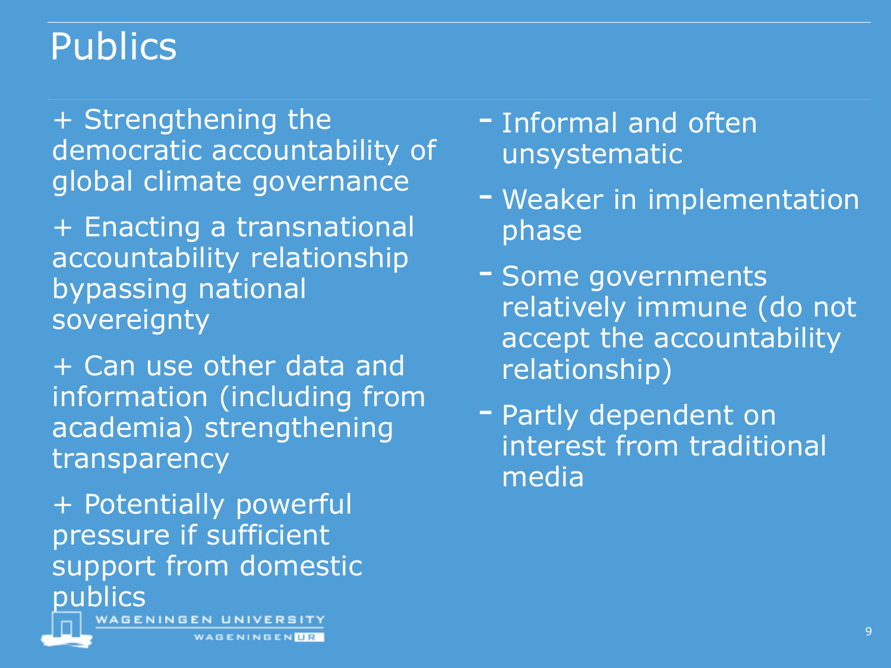# Publics

+ Strengthening the democratic accountability of global climate governance

+ Enacting a transnational accountability relationship bypassing national sovereignty

+ Can use other data and information (including from academia) strengthening transparency

+ Potentially powerful pressure if sufficient support from domestic publics

- Informal and often unsystematic
- Weaker in implementation phase
- Some governments relatively immune (do not accept the accountability relationship)
- Partly dependent on interest from traditional media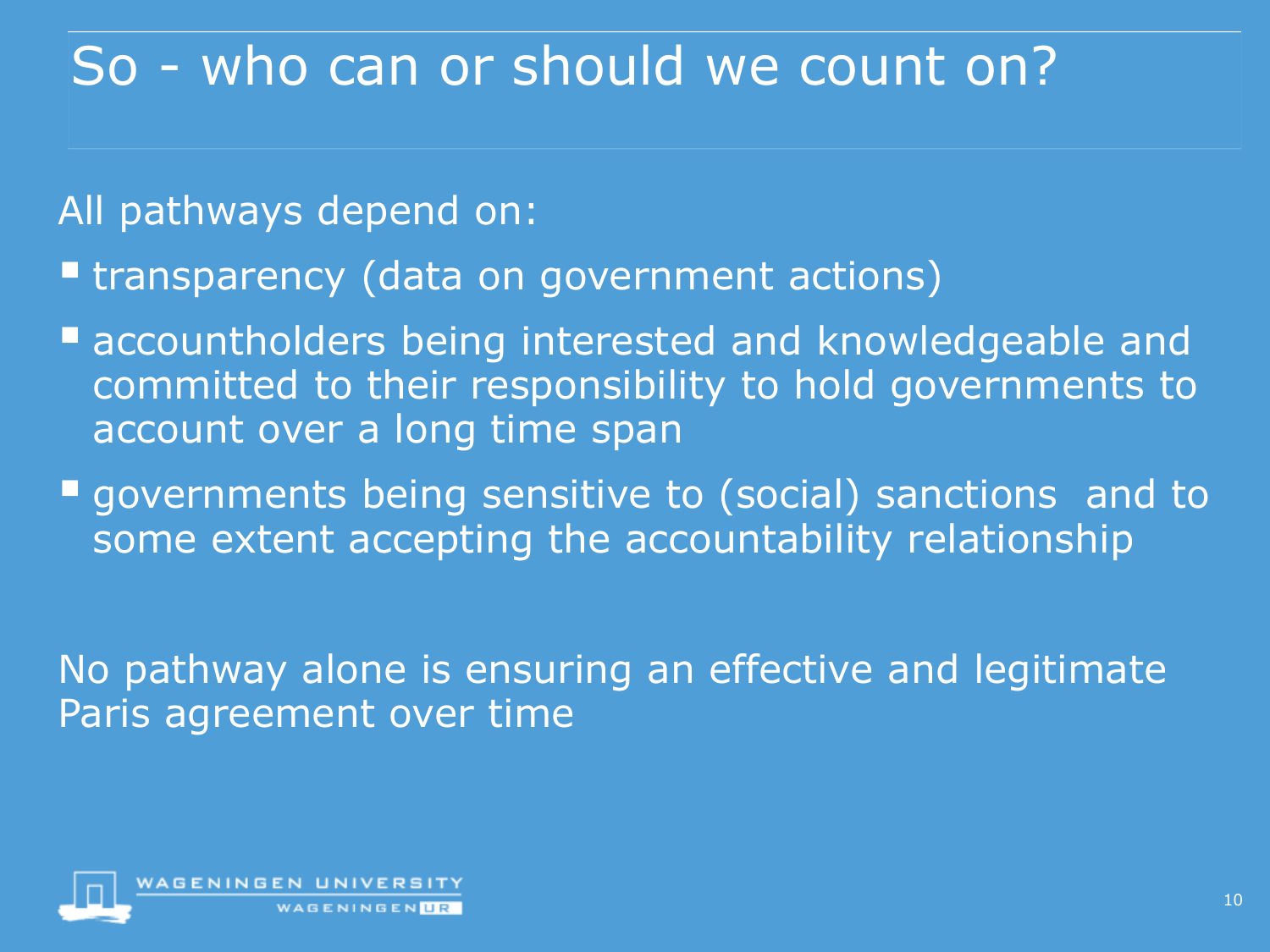# So - who can or should we count on?

All pathways depend on:

- transparency (data on government actions)
- accountholders being interested and knowledgeable and committed to their responsibility to hold governments to account over a long time span
- governments being sensitive to (social) sanctions and to some extent accepting the accountability relationship

No pathway alone is ensuring an effective and legitimate Paris agreement over time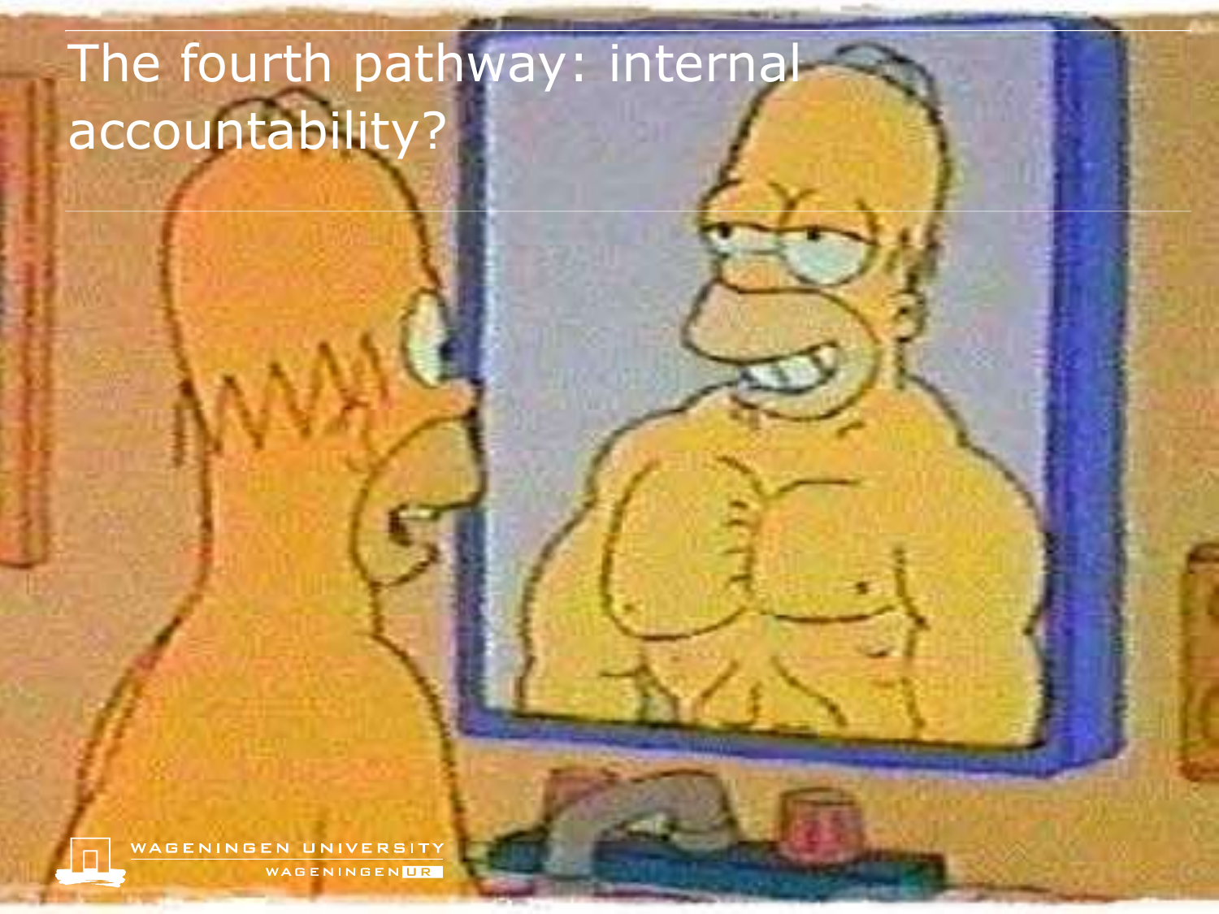# The fourth pathway: internal accountability?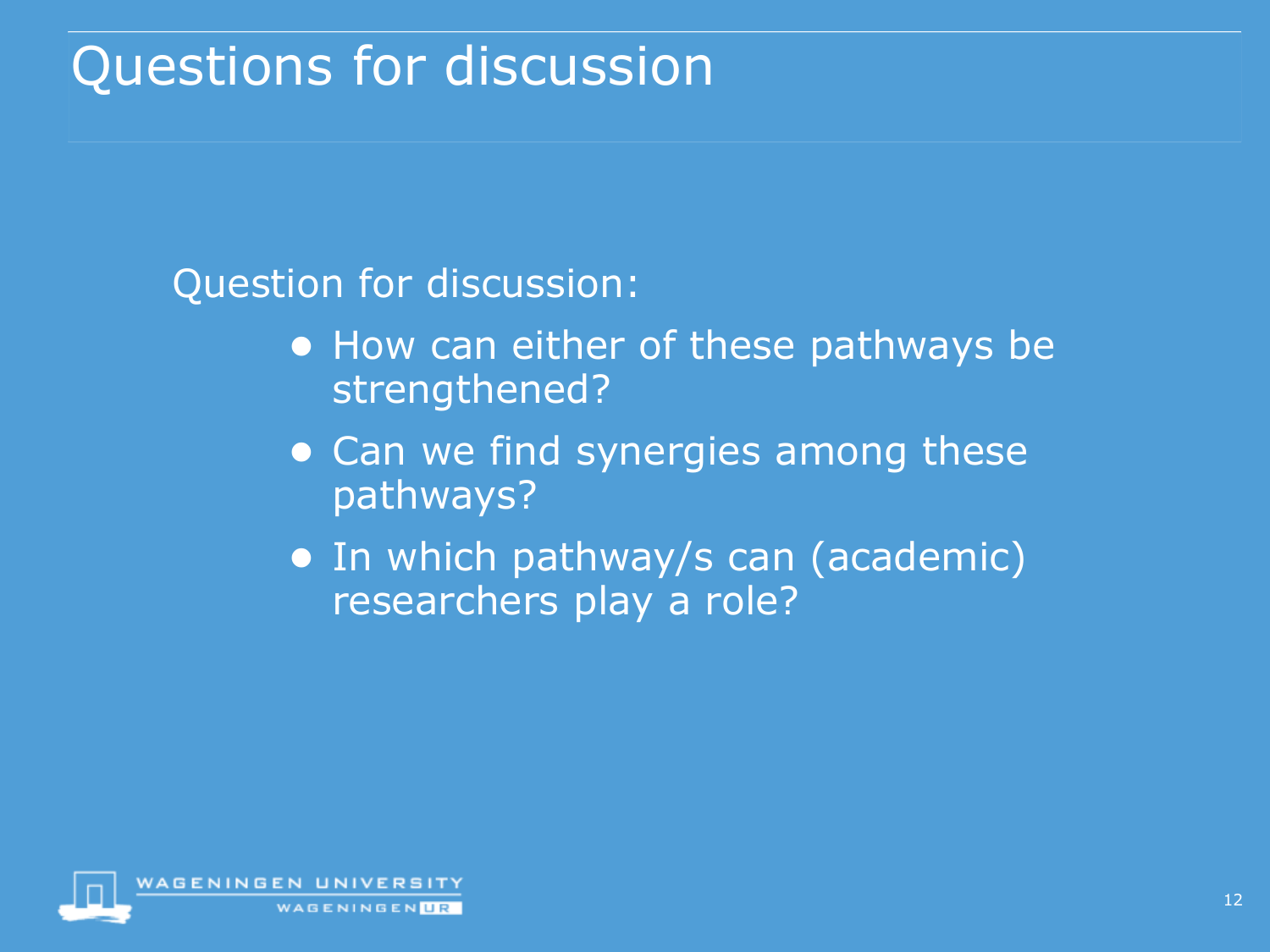# Questions for discussion

Question for discussion:

- How can either of these pathways be strengthened?
- Can we find synergies among these pathways?
- In which pathway/s can (academic) researchers play a role?